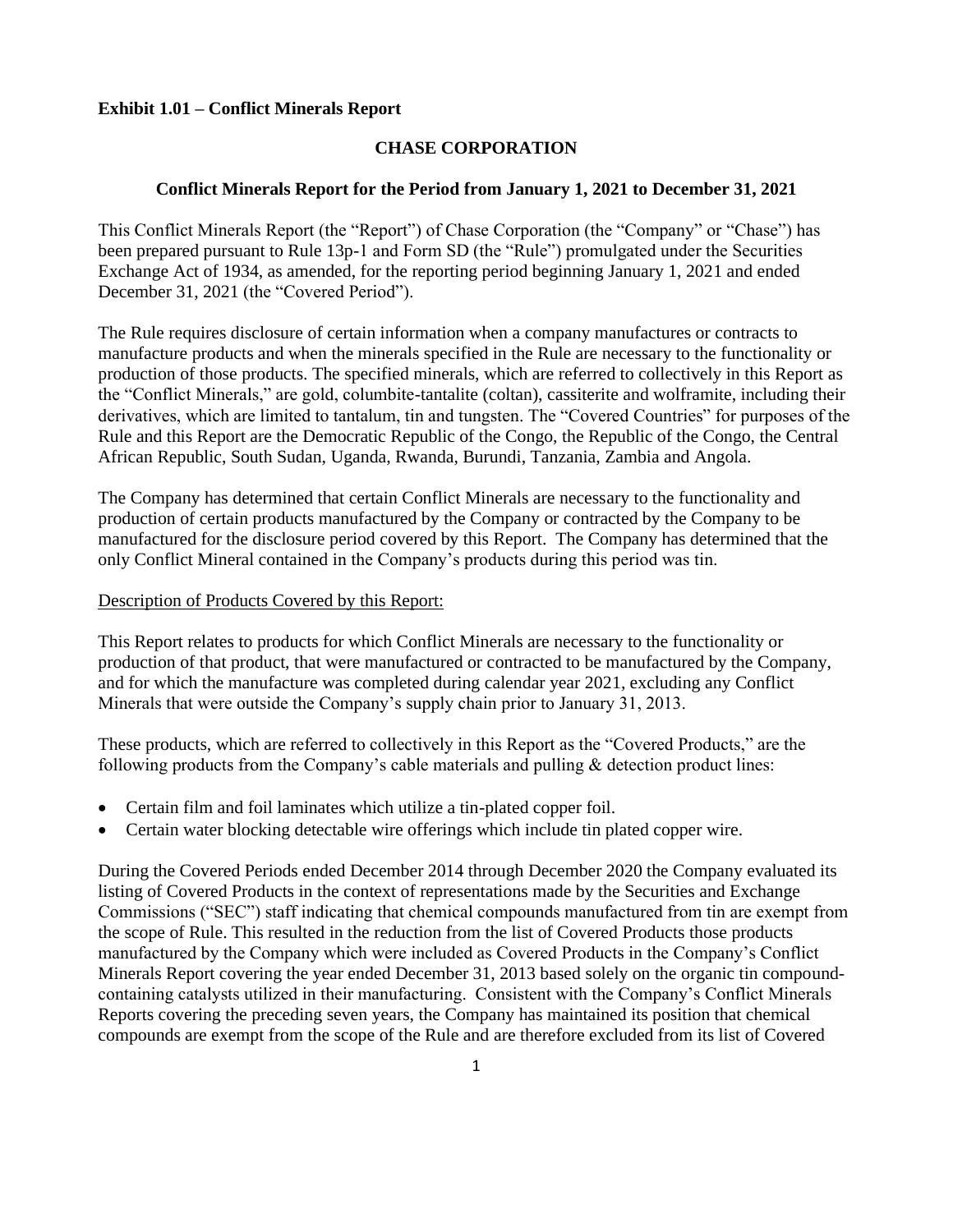**Exhibit 1.01 – Conflict Minerals Report**

# CHASE CORPORATION

## Conflict Minerals Report for the Period from January 1, 2021 to December 31, 2021

This Conflict Minerals Report (the "Report") of Chase Corporation (the "Company" or "Chase") has been prepared pursuant to Rule 13p-1 and Form SD (the "Rule") promulgated under the Securities Exchange Act of 1934, as amended, for the reporting period beginning January 1, 2021 and ended December 31, 2021 (the "Covered Period").

The Rule requires disclosure of certain information when a company manufactures or contracts to manufacture products and when the minerals specified in the Rule are necessary to the functionality or production of those products. The specified minerals, which are referred to collectively in this Report as the "Conflict Minerals," are gold, columbite-tantalite (coltan), cassiterite and wolframite, including their derivatives, which are limited to tantalum, tin and tungsten. The "Covered Countries" for purposes of the Rule and this Report are the Democratic Republic of the Congo, the Republic of the Congo, the Central African Republic, South Sudan, Uganda, Rwanda, Burundi, Tanzania, Zambia and Angola.

The Company has determined that certain Conflict Minerals are necessary to the functionality and production of certain products manufactured by the Company or contracted by the Company to be manufactured for the disclosure period covered by this Report. The Company has determined that the only Conflict Mineral contained in the Company's products during this period was tin.

<u>Description of Products Covered by this Report:</u>

This Report relates to products for which Conflict Minerals are necessary to the functionality or production of that product, that were manufactured or contracted to be manufactured by the Company, and for which the manufacture was completed during calendar year 2021, excluding any Conflict Minerals that were outside the Company's supply chain prior to January 31, 2013.

These products, which are referred to collectively in this Report as the "Covered Products," are the following products from the Company's cable materials and pulling & detection product lines:

- Certain film and foil laminates which utilize a tin-plated copper foil.
- Certain water blocking detectable wire offerings which include tin plated copper wire.

During the Covered Periods ended December 2014 through December 2020 the Company evaluated its listing of Covered Products in the context of representations made by the Securities and Exchange Commissions ("SEC") staff indicating that chemical compounds manufactured from tin are exempt from the scope of Rule. This resulted in the reduction from the list of Covered Products those products manufactured by the Company which were included as Covered Products in the Company's Conflict Minerals Report covering the year ended December 31, 2013 based solely on the organic tin compound-containing catalysts utilized in their manufacturing. Consistent with the Company's Conflict Minerals Reports covering the preceding seven years, the Company has maintained its position that chemical compounds are exempt from the scope of the Rule and are therefore excluded from its list of Covered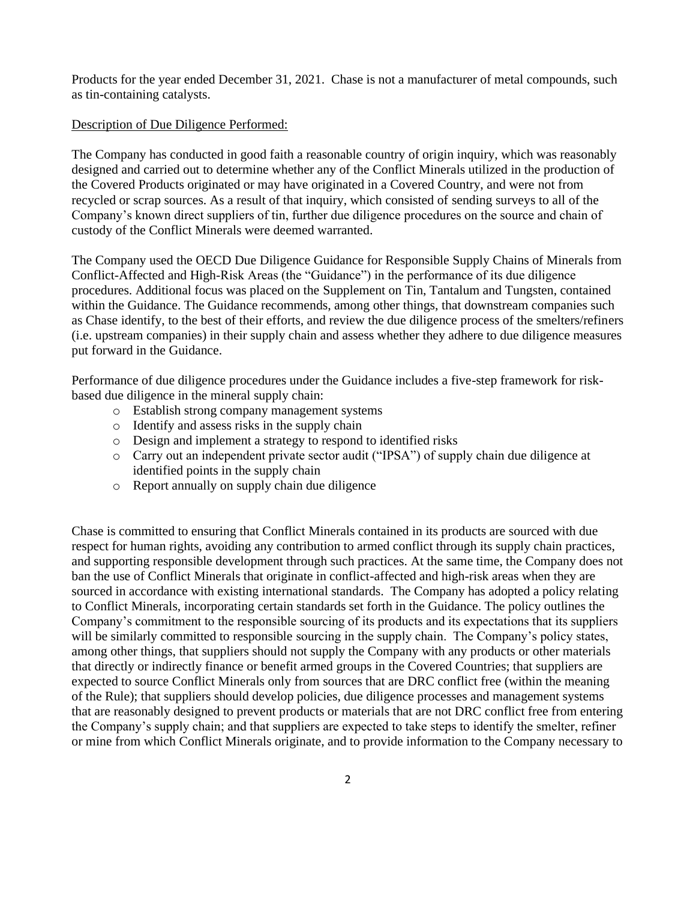Products for the year ended December 31, 2021. Chase is not a manufacturer of metal compounds, such as tin-containing catalysts.

Description of Due Diligence Performed:

The Company has conducted in good faith a reasonable country of origin inquiry, which was reasonably designed and carried out to determine whether any of the Conflict Minerals utilized in the production of the Covered Products originated or may have originated in a Covered Country, and were not from recycled or scrap sources. As a result of that inquiry, which consisted of sending surveys to all of the Company's known direct suppliers of tin, further due diligence procedures on the source and chain of custody of the Conflict Minerals were deemed warranted.

The Company used the OECD Due Diligence Guidance for Responsible Supply Chains of Minerals from Conflict-Affected and High-Risk Areas (the "Guidance") in the performance of its due diligence procedures. Additional focus was placed on the Supplement on Tin, Tantalum and Tungsten, contained within the Guidance. The Guidance recommends, among other things, that downstream companies such as Chase identify, to the best of their efforts, and review the due diligence process of the smelters/refiners (i.e. upstream companies) in their supply chain and assess whether they adhere to due diligence measures put forward in the Guidance.

Performance of due diligence procedures under the Guidance includes a five-step framework for risk-based due diligence in the mineral supply chain:

- Establish strong company management systems
- Identify and assess risks in the supply chain
- Design and implement a strategy to respond to identified risks
- Carry out an independent private sector audit ("IPSA") of supply chain due diligence at identified points in the supply chain
- Report annually on supply chain due diligence

Chase is committed to ensuring that Conflict Minerals contained in its products are sourced with due respect for human rights, avoiding any contribution to armed conflict through its supply chain practices, and supporting responsible development through such practices. At the same time, the Company does not ban the use of Conflict Minerals that originate in conflict-affected and high-risk areas when they are sourced in accordance with existing international standards. The Company has adopted a policy relating to Conflict Minerals, incorporating certain standards set forth in the Guidance. The policy outlines the Company's commitment to the responsible sourcing of its products and its expectations that its suppliers will be similarly committed to responsible sourcing in the supply chain. The Company's policy states, among other things, that suppliers should not supply the Company with any products or other materials that directly or indirectly finance or benefit armed groups in the Covered Countries; that suppliers are expected to source Conflict Minerals only from sources that are DRC conflict free (within the meaning of the Rule); that suppliers should develop policies, due diligence processes and management systems that are reasonably designed to prevent products or materials that are not DRC conflict free from entering the Company's supply chain; and that suppliers are expected to take steps to identify the smelter, refiner or mine from which Conflict Minerals originate, and to provide information to the Company necessary to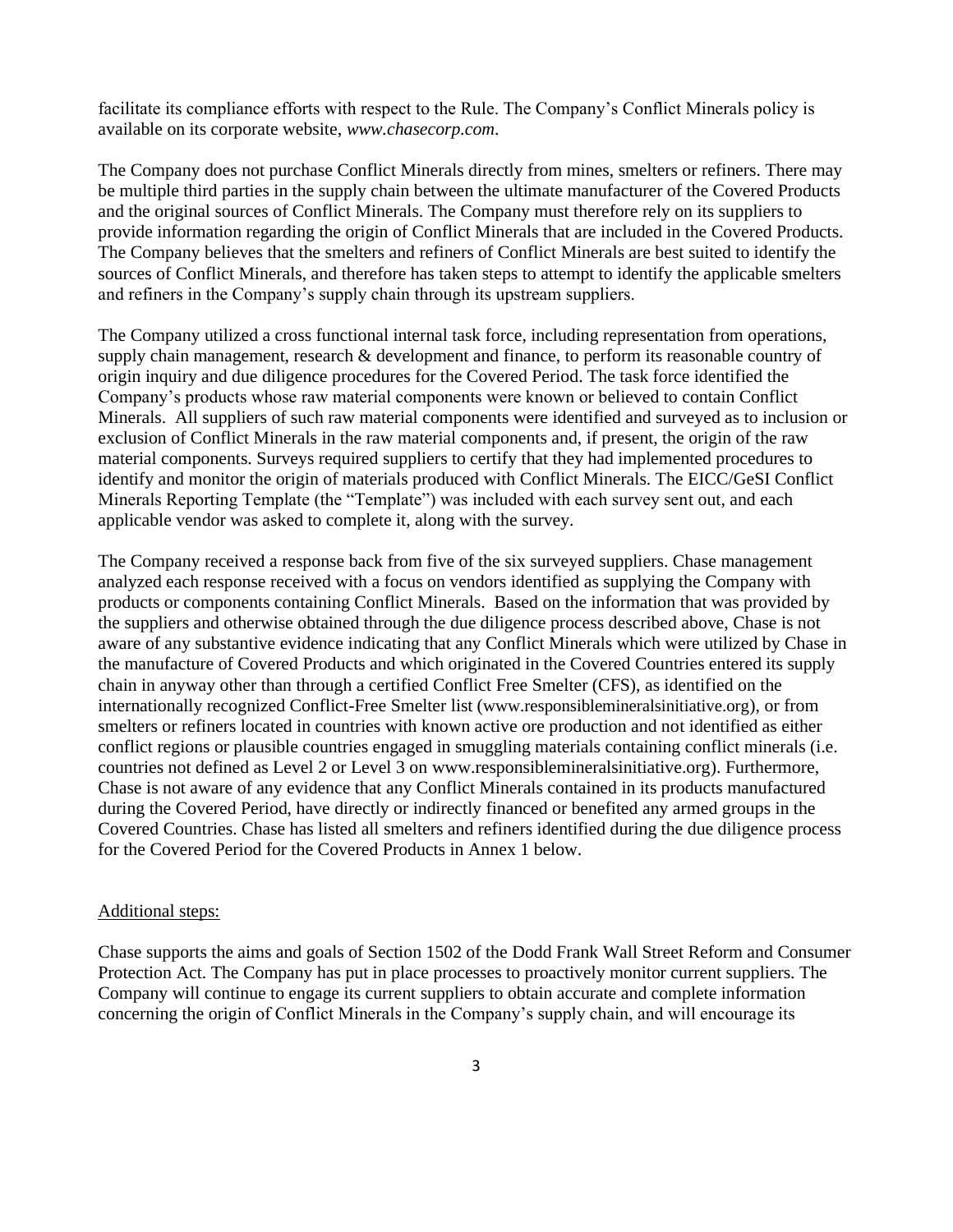facilitate its compliance efforts with respect to the Rule. The Company's Conflict Minerals policy is available on its corporate website, *www.chasecorp.com*.

The Company does not purchase Conflict Minerals directly from mines, smelters or refiners. There may be multiple third parties in the supply chain between the ultimate manufacturer of the Covered Products and the original sources of Conflict Minerals. The Company must therefore rely on its suppliers to provide information regarding the origin of Conflict Minerals that are included in the Covered Products. The Company believes that the smelters and refiners of Conflict Minerals are best suited to identify the sources of Conflict Minerals, and therefore has taken steps to attempt to identify the applicable smelters and refiners in the Company's supply chain through its upstream suppliers.

The Company utilized a cross functional internal task force, including representation from operations, supply chain management, research & development and finance, to perform its reasonable country of origin inquiry and due diligence procedures for the Covered Period. The task force identified the Company's products whose raw material components were known or believed to contain Conflict Minerals. All suppliers of such raw material components were identified and surveyed as to inclusion or exclusion of Conflict Minerals in the raw material components and, if present, the origin of the raw material components. Surveys required suppliers to certify that they had implemented procedures to identify and monitor the origin of materials produced with Conflict Minerals. The EICC/GeSI Conflict Minerals Reporting Template (the "Template") was included with each survey sent out, and each applicable vendor was asked to complete it, along with the survey.

The Company received a response back from five of the six surveyed suppliers. Chase management analyzed each response received with a focus on vendors identified as supplying the Company with products or components containing Conflict Minerals. Based on the information that was provided by the suppliers and otherwise obtained through the due diligence process described above, Chase is not aware of any substantive evidence indicating that any Conflict Minerals which were utilized by Chase in the manufacture of Covered Products and which originated in the Covered Countries entered its supply chain in anyway other than through a certified Conflict Free Smelter (CFS), as identified on the internationally recognized Conflict-Free Smelter list (www.responsiblemineralsinitiative.org), or from smelters or refiners located in countries with known active ore production and not identified as either conflict regions or plausible countries engaged in smuggling materials containing conflict minerals (i.e. countries not defined as Level 2 or Level 3 on www.responsiblemineralsinitiative.org). Furthermore, Chase is not aware of any evidence that any Conflict Minerals contained in its products manufactured during the Covered Period, have directly or indirectly financed or benefited any armed groups in the Covered Countries. Chase has listed all smelters and refiners identified during the due diligence process for the Covered Period for the Covered Products in Annex 1 below.

<u>Additional steps:</u>

Chase supports the aims and goals of Section 1502 of the Dodd Frank Wall Street Reform and Consumer Protection Act. The Company has put in place processes to proactively monitor current suppliers. The Company will continue to engage its current suppliers to obtain accurate and complete information concerning the origin of Conflict Minerals in the Company's supply chain, and will encourage its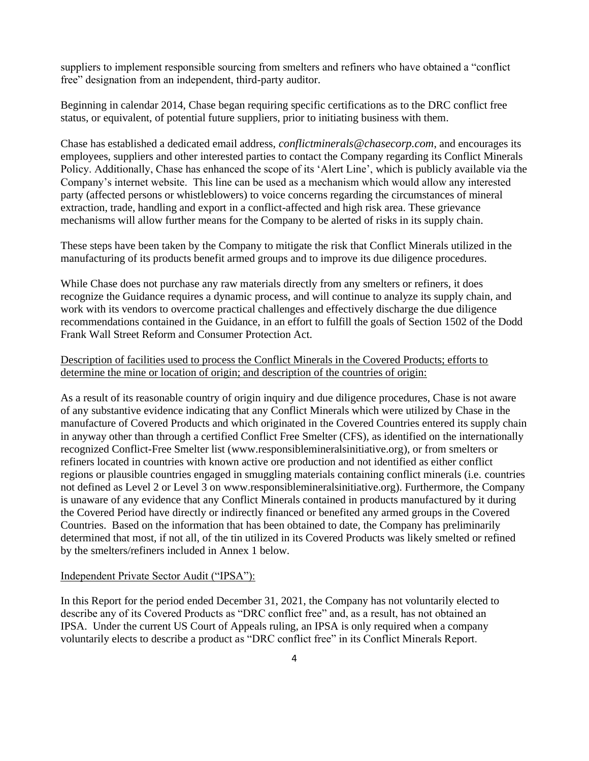suppliers to implement responsible sourcing from smelters and refiners who have obtained a "conflict free" designation from an independent, third-party auditor.

Beginning in calendar 2014, Chase began requiring specific certifications as to the DRC conflict free status, or equivalent, of potential future suppliers, prior to initiating business with them.

Chase has established a dedicated email address, *conflictminerals@chasecorp.com*, and encourages its employees, suppliers and other interested parties to contact the Company regarding its Conflict Minerals Policy. Additionally, Chase has enhanced the scope of its 'Alert Line', which is publicly available via the Company's internet website. This line can be used as a mechanism which would allow any interested party (affected persons or whistleblowers) to voice concerns regarding the circumstances of mineral extraction, trade, handling and export in a conflict-affected and high risk area. These grievance mechanisms will allow further means for the Company to be alerted of risks in its supply chain.

These steps have been taken by the Company to mitigate the risk that Conflict Minerals utilized in the manufacturing of its products benefit armed groups and to improve its due diligence procedures.

While Chase does not purchase any raw materials directly from any smelters or refiners, it does recognize the Guidance requires a dynamic process, and will continue to analyze its supply chain, and work with its vendors to overcome practical challenges and effectively discharge the due diligence recommendations contained in the Guidance, in an effort to fulfill the goals of Section 1502 of the Dodd Frank Wall Street Reform and Consumer Protection Act.

<u>Description of facilities used to process the Conflict Minerals in the Covered Products; efforts to determine the mine or location of origin; and description of the countries of origin:</u>

As a result of its reasonable country of origin inquiry and due diligence procedures, Chase is not aware of any substantive evidence indicating that any Conflict Minerals which were utilized by Chase in the manufacture of Covered Products and which originated in the Covered Countries entered its supply chain in anyway other than through a certified Conflict Free Smelter (CFS), as identified on the internationally recognized Conflict-Free Smelter list (www.responsiblemineralsinitiative.org), or from smelters or refiners located in countries with known active ore production and not identified as either conflict regions or plausible countries engaged in smuggling materials containing conflict minerals (i.e. countries not defined as Level 2 or Level 3 on www.responsiblemineralsinitiative.org). Furthermore, the Company is unaware of any evidence that any Conflict Minerals contained in products manufactured by it during the Covered Period have directly or indirectly financed or benefited any armed groups in the Covered Countries. Based on the information that has been obtained to date, the Company has preliminarily determined that most, if not all, of the tin utilized in its Covered Products was likely smelted or refined by the smelters/refiners included in Annex 1 below.

<u>Independent Private Sector Audit ("IPSA"):</u>

In this Report for the period ended December 31, 2021, the Company has not voluntarily elected to describe any of its Covered Products as "DRC conflict free" and, as a result, has not obtained an IPSA. Under the current US Court of Appeals ruling, an IPSA is only required when a company voluntarily elects to describe a product as "DRC conflict free" in its Conflict Minerals Report.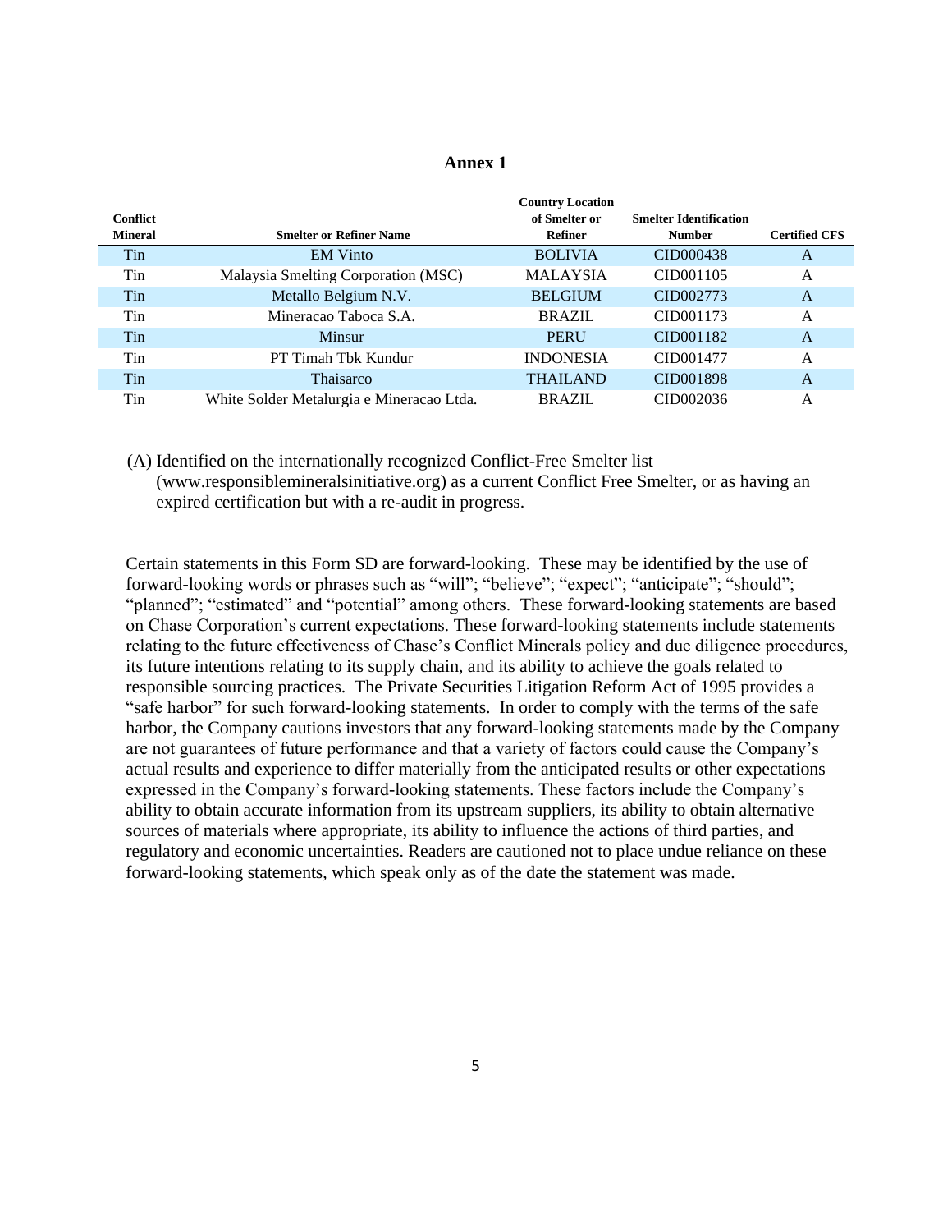# Annex 1

| Conflict Mineral | Smelter or Refiner Name | Country Location of Smelter or Refiner | Smelter Identification Number | Certified CFS |
|---|---|---|---|---|
| Tin | EM Vinto | BOLIVIA | CID000438 | A |
| Tin | Malaysia Smelting Corporation (MSC) | MALAYSIA | CID001105 | A |
| Tin | Metallo Belgium N.V. | BELGIUM | CID002773 | A |
| Tin | Mineracao Taboca S.A. | BRAZIL | CID001173 | A |
| Tin | Minsur | PERU | CID001182 | A |
| Tin | PT Timah Tbk Kundur | INDONESIA | CID001477 | A |
| Tin | Thaisarco | THAILAND | CID001898 | A |
| Tin | White Solder Metalurgia e Mineracao Ltda. | BRAZIL | CID002036 | A |

(A) Identified on the internationally recognized Conflict-Free Smelter list (www.responsiblemineralsinitiative.org) as a current Conflict Free Smelter, or as having an expired certification but with a re-audit in progress.

Certain statements in this Form SD are forward-looking. These may be identified by the use of forward-looking words or phrases such as "will"; "believe"; "expect"; "anticipate"; "should"; "planned"; "estimated" and "potential" among others. These forward-looking statements are based on Chase Corporation's current expectations. These forward-looking statements include statements relating to the future effectiveness of Chase's Conflict Minerals policy and due diligence procedures, its future intentions relating to its supply chain, and its ability to achieve the goals related to responsible sourcing practices. The Private Securities Litigation Reform Act of 1995 provides a "safe harbor" for such forward-looking statements. In order to comply with the terms of the safe harbor, the Company cautions investors that any forward-looking statements made by the Company are not guarantees of future performance and that a variety of factors could cause the Company's actual results and experience to differ materially from the anticipated results or other expectations expressed in the Company's forward-looking statements. These factors include the Company's ability to obtain accurate information from its upstream suppliers, its ability to obtain alternative sources of materials where appropriate, its ability to influence the actions of third parties, and regulatory and economic uncertainties. Readers are cautioned not to place undue reliance on these forward-looking statements, which speak only as of the date the statement was made.